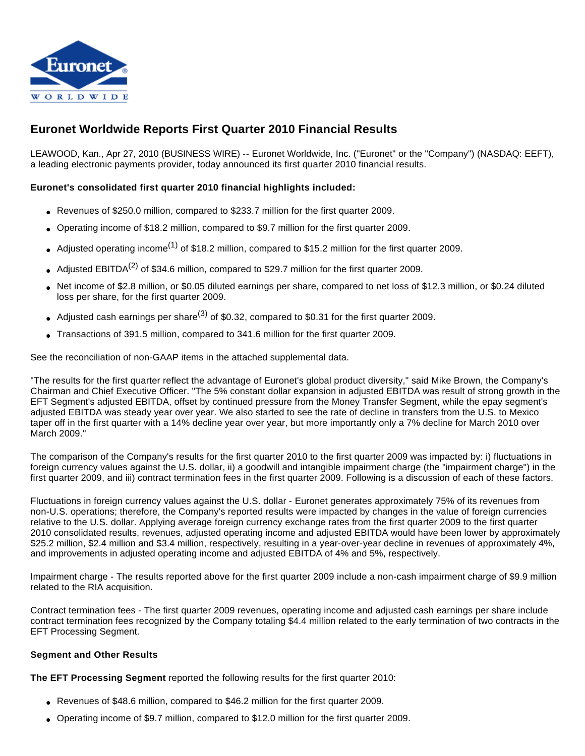# Euronet Worldwide Reports First Quarter 2010 Financial Results

LEAWOOD, Kan., Apr 27, 2010 (BUSINESS WIRE) -- Euronet Worldwide, Inc. ("Euronet" or the "Company") (NASDAQ: EEFT), a leading electronic payments provider, today announced its first quarter 2010 financial results.

**Euronet's consolidated first quarter 2010 financial highlights included:**

- Revenues of $250.0 million, compared to $233.7 million for the first quarter 2009.
- Operating income of $18.2 million, compared to $9.7 million for the first quarter 2009.
- Adjusted operating income(1) of $18.2 million, compared to $15.2 million for the first quarter 2009.
- Adjusted EBITDA(2) of $34.6 million, compared to $29.7 million for the first quarter 2009.
- Net income of $2.8 million, or $0.05 diluted earnings per share, compared to net loss of $12.3 million, or $0.24 diluted loss per share, for the first quarter 2009.
- Adjusted cash earnings per share(3) of $0.32, compared to $0.31 for the first quarter 2009.
- Transactions of 391.5 million, compared to 341.6 million for the first quarter 2009.

See the reconciliation of non-GAAP items in the attached supplemental data.

"The results for the first quarter reflect the advantage of Euronet's global product diversity," said Mike Brown, the Company's Chairman and Chief Executive Officer. "The 5% constant dollar expansion in adjusted EBITDA was result of strong growth in the EFT Segment's adjusted EBITDA, offset by continued pressure from the Money Transfer Segment, while the epay segment's adjusted EBITDA was steady year over year. We also started to see the rate of decline in transfers from the U.S. to Mexico taper off in the first quarter with a 14% decline year over year, but more importantly only a 7% decline for March 2010 over March 2009."

The comparison of the Company's results for the first quarter 2010 to the first quarter 2009 was impacted by: i) fluctuations in foreign currency values against the U.S. dollar, ii) a goodwill and intangible impairment charge (the "impairment charge") in the first quarter 2009, and iii) contract termination fees in the first quarter 2009. Following is a discussion of each of these factors.

Fluctuations in foreign currency values against the U.S. dollar - Euronet generates approximately 75% of its revenues from non-U.S. operations; therefore, the Company's reported results were impacted by changes in the value of foreign currencies relative to the U.S. dollar. Applying average foreign currency exchange rates from the first quarter 2009 to the first quarter 2010 consolidated results, revenues, adjusted operating income and adjusted EBITDA would have been lower by approximately $25.2 million, $2.4 million and $3.4 million, respectively, resulting in a year-over-year decline in revenues of approximately 4%, and improvements in adjusted operating income and adjusted EBITDA of 4% and 5%, respectively.

Impairment charge - The results reported above for the first quarter 2009 include a non-cash impairment charge of $9.9 million related to the RIA acquisition.

Contract termination fees - The first quarter 2009 revenues, operating income and adjusted cash earnings per share include contract termination fees recognized by the Company totaling $4.4 million related to the early termination of two contracts in the EFT Processing Segment.

**Segment and Other Results**

**The EFT Processing Segment** reported the following results for the first quarter 2010:

- Revenues of $48.6 million, compared to $46.2 million for the first quarter 2009.
- Operating income of $9.7 million, compared to $12.0 million for the first quarter 2009.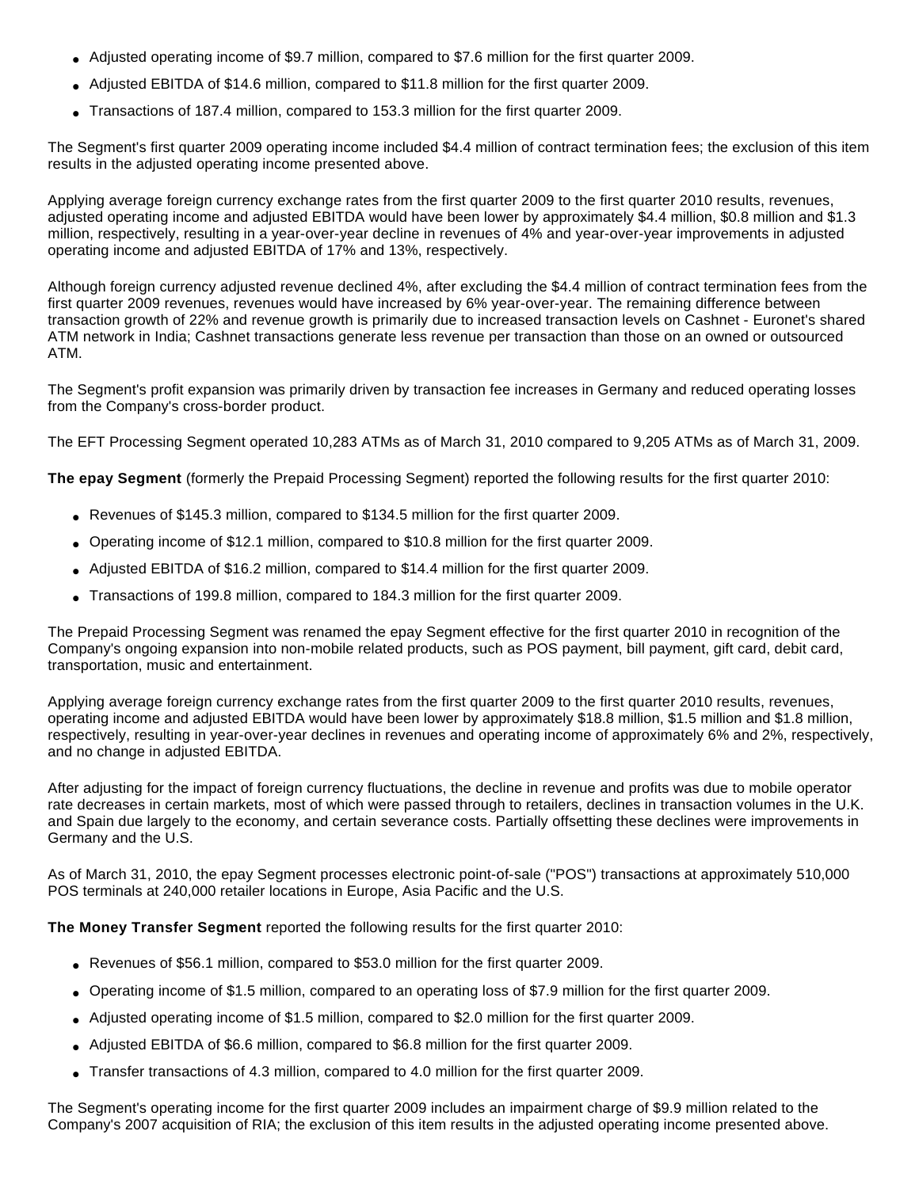- Adjusted operating income of $9.7 million, compared to $7.6 million for the first quarter 2009.
- Adjusted EBITDA of $14.6 million, compared to $11.8 million for the first quarter 2009.
- Transactions of 187.4 million, compared to 153.3 million for the first quarter 2009.

The Segment's first quarter 2009 operating income included $4.4 million of contract termination fees; the exclusion of this item results in the adjusted operating income presented above.

Applying average foreign currency exchange rates from the first quarter 2009 to the first quarter 2010 results, revenues, adjusted operating income and adjusted EBITDA would have been lower by approximately $4.4 million, $0.8 million and $1.3 million, respectively, resulting in a year-over-year decline in revenues of 4% and year-over-year improvements in adjusted operating income and adjusted EBITDA of 17% and 13%, respectively.

Although foreign currency adjusted revenue declined 4%, after excluding the $4.4 million of contract termination fees from the first quarter 2009 revenues, revenues would have increased by 6% year-over-year. The remaining difference between transaction growth of 22% and revenue growth is primarily due to increased transaction levels on Cashnet - Euronet's shared ATM network in India; Cashnet transactions generate less revenue per transaction than those on an owned or outsourced ATM.

The Segment's profit expansion was primarily driven by transaction fee increases in Germany and reduced operating losses from the Company's cross-border product.

The EFT Processing Segment operated 10,283 ATMs as of March 31, 2010 compared to 9,205 ATMs as of March 31, 2009.

**The epay Segment** (formerly the Prepaid Processing Segment) reported the following results for the first quarter 2010:

- Revenues of $145.3 million, compared to $134.5 million for the first quarter 2009.
- Operating income of $12.1 million, compared to $10.8 million for the first quarter 2009.
- Adjusted EBITDA of $16.2 million, compared to $14.4 million for the first quarter 2009.
- Transactions of 199.8 million, compared to 184.3 million for the first quarter 2009.

The Prepaid Processing Segment was renamed the epay Segment effective for the first quarter 2010 in recognition of the Company's ongoing expansion into non-mobile related products, such as POS payment, bill payment, gift card, debit card, transportation, music and entertainment.

Applying average foreign currency exchange rates from the first quarter 2009 to the first quarter 2010 results, revenues, operating income and adjusted EBITDA would have been lower by approximately $18.8 million, $1.5 million and $1.8 million, respectively, resulting in year-over-year declines in revenues and operating income of approximately 6% and 2%, respectively, and no change in adjusted EBITDA.

After adjusting for the impact of foreign currency fluctuations, the decline in revenue and profits was due to mobile operator rate decreases in certain markets, most of which were passed through to retailers, declines in transaction volumes in the U.K. and Spain due largely to the economy, and certain severance costs. Partially offsetting these declines were improvements in Germany and the U.S.

As of March 31, 2010, the epay Segment processes electronic point-of-sale ("POS") transactions at approximately 510,000 POS terminals at 240,000 retailer locations in Europe, Asia Pacific and the U.S.

**The Money Transfer Segment** reported the following results for the first quarter 2010:

- Revenues of $56.1 million, compared to $53.0 million for the first quarter 2009.
- Operating income of $1.5 million, compared to an operating loss of $7.9 million for the first quarter 2009.
- Adjusted operating income of $1.5 million, compared to $2.0 million for the first quarter 2009.
- Adjusted EBITDA of $6.6 million, compared to $6.8 million for the first quarter 2009.
- Transfer transactions of 4.3 million, compared to 4.0 million for the first quarter 2009.

The Segment's operating income for the first quarter 2009 includes an impairment charge of $9.9 million related to the Company's 2007 acquisition of RIA; the exclusion of this item results in the adjusted operating income presented above.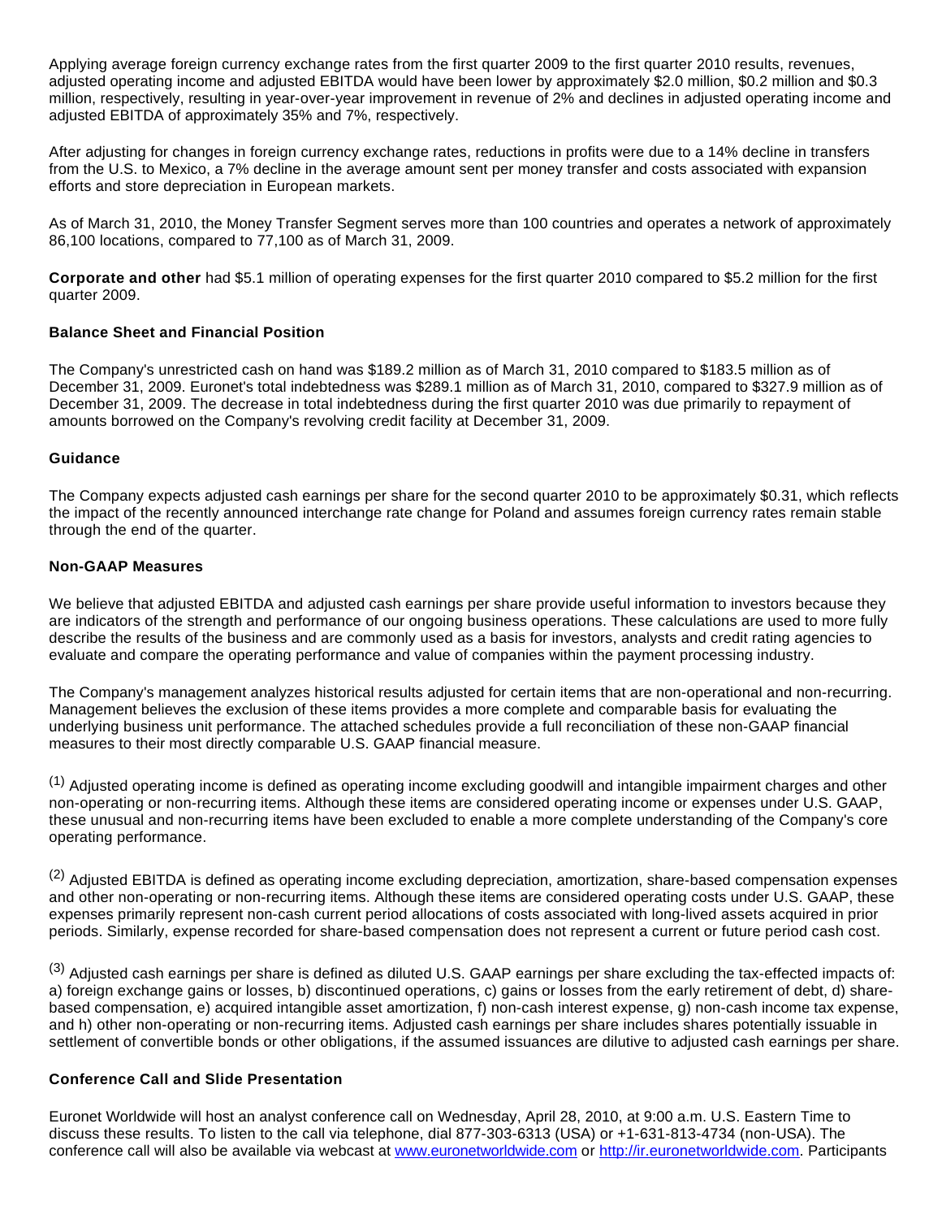Applying average foreign currency exchange rates from the first quarter 2009 to the first quarter 2010 results, revenues, adjusted operating income and adjusted EBITDA would have been lower by approximately $2.0 million, $0.2 million and $0.3 million, respectively, resulting in year-over-year improvement in revenue of 2% and declines in adjusted operating income and adjusted EBITDA of approximately 35% and 7%, respectively.

After adjusting for changes in foreign currency exchange rates, reductions in profits were due to a 14% decline in transfers from the U.S. to Mexico, a 7% decline in the average amount sent per money transfer and costs associated with expansion efforts and store depreciation in European markets.

As of March 31, 2010, the Money Transfer Segment serves more than 100 countries and operates a network of approximately 86,100 locations, compared to 77,100 as of March 31, 2009.

**Corporate and other** had $5.1 million of operating expenses for the first quarter 2010 compared to $5.2 million for the first quarter 2009.

**Balance Sheet and Financial Position**

The Company's unrestricted cash on hand was $189.2 million as of March 31, 2010 compared to $183.5 million as of December 31, 2009. Euronet's total indebtedness was $289.1 million as of March 31, 2010, compared to $327.9 million as of December 31, 2009. The decrease in total indebtedness during the first quarter 2010 was due primarily to repayment of amounts borrowed on the Company's revolving credit facility at December 31, 2009.

**Guidance**

The Company expects adjusted cash earnings per share for the second quarter 2010 to be approximately $0.31, which reflects the impact of the recently announced interchange rate change for Poland and assumes foreign currency rates remain stable through the end of the quarter.

**Non-GAAP Measures**

We believe that adjusted EBITDA and adjusted cash earnings per share provide useful information to investors because they are indicators of the strength and performance of our ongoing business operations. These calculations are used to more fully describe the results of the business and are commonly used as a basis for investors, analysts and credit rating agencies to evaluate and compare the operating performance and value of companies within the payment processing industry.

The Company's management analyzes historical results adjusted for certain items that are non-operational and non-recurring. Management believes the exclusion of these items provides a more complete and comparable basis for evaluating the underlying business unit performance. The attached schedules provide a full reconciliation of these non-GAAP financial measures to their most directly comparable U.S. GAAP financial measure.

(1) Adjusted operating income is defined as operating income excluding goodwill and intangible impairment charges and other non-operating or non-recurring items. Although these items are considered operating income or expenses under U.S. GAAP, these unusual and non-recurring items have been excluded to enable a more complete understanding of the Company's core operating performance.

(2) Adjusted EBITDA is defined as operating income excluding depreciation, amortization, share-based compensation expenses and other non-operating or non-recurring items. Although these items are considered operating costs under U.S. GAAP, these expenses primarily represent non-cash current period allocations of costs associated with long-lived assets acquired in prior periods. Similarly, expense recorded for share-based compensation does not represent a current or future period cash cost.

(3) Adjusted cash earnings per share is defined as diluted U.S. GAAP earnings per share excluding the tax-effected impacts of: a) foreign exchange gains or losses, b) discontinued operations, c) gains or losses from the early retirement of debt, d) share-based compensation, e) acquired intangible asset amortization, f) non-cash interest expense, g) non-cash income tax expense, and h) other non-operating or non-recurring items. Adjusted cash earnings per share includes shares potentially issuable in settlement of convertible bonds or other obligations, if the assumed issuances are dilutive to adjusted cash earnings per share.

**Conference Call and Slide Presentation**

Euronet Worldwide will host an analyst conference call on Wednesday, April 28, 2010, at 9:00 a.m. U.S. Eastern Time to discuss these results. To listen to the call via telephone, dial 877-303-6313 (USA) or +1-631-813-4734 (non-USA). The conference call will also be available via webcast at www.euronetworldwide.com or http://ir.euronetworldwide.com. Participants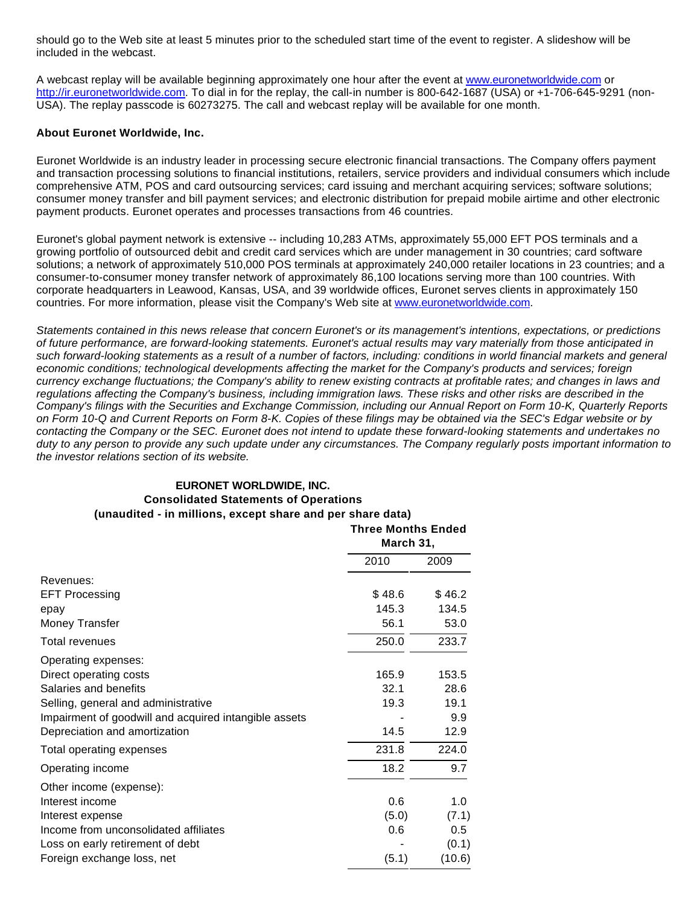should go to the Web site at least 5 minutes prior to the scheduled start time of the event to register. A slideshow will be included in the webcast.

A webcast replay will be available beginning approximately one hour after the event at www.euronetworldwide.com or http://ir.euronetworldwide.com. To dial in for the replay, the call-in number is 800-642-1687 (USA) or +1-706-645-9291 (non-USA). The replay passcode is 60273275. The call and webcast replay will be available for one month.

**About Euronet Worldwide, Inc.**

Euronet Worldwide is an industry leader in processing secure electronic financial transactions. The Company offers payment and transaction processing solutions to financial institutions, retailers, service providers and individual consumers which include comprehensive ATM, POS and card outsourcing services; card issuing and merchant acquiring services; software solutions; consumer money transfer and bill payment services; and electronic distribution for prepaid mobile airtime and other electronic payment products. Euronet operates and processes transactions from 46 countries.

Euronet's global payment network is extensive -- including 10,283 ATMs, approximately 55,000 EFT POS terminals and a growing portfolio of outsourced debit and credit card services which are under management in 30 countries; card software solutions; a network of approximately 510,000 POS terminals at approximately 240,000 retailer locations in 23 countries; and a consumer-to-consumer money transfer network of approximately 86,100 locations serving more than 100 countries. With corporate headquarters in Leawood, Kansas, USA, and 39 worldwide offices, Euronet serves clients in approximately 150 countries. For more information, please visit the Company's Web site at www.euronetworldwide.com.

*Statements contained in this news release that concern Euronet's or its management's intentions, expectations, or predictions of future performance, are forward-looking statements. Euronet's actual results may vary materially from those anticipated in such forward-looking statements as a result of a number of factors, including: conditions in world financial markets and general economic conditions; technological developments affecting the market for the Company's products and services; foreign currency exchange fluctuations; the Company's ability to renew existing contracts at profitable rates; and changes in laws and regulations affecting the Company's business, including immigration laws. These risks and other risks are described in the Company's filings with the Securities and Exchange Commission, including our Annual Report on Form 10-K, Quarterly Reports on Form 10-Q and Current Reports on Form 8-K. Copies of these filings may be obtained via the SEC's Edgar website or by contacting the Company or the SEC. Euronet does not intend to update these forward-looking statements and undertakes no duty to any person to provide any such update under any circumstances. The Company regularly posts important information to the investor relations section of its website.*

**EURONET WORLDWIDE, INC.**
**Consolidated Statements of Operations**
**(unaudited - in millions, except share and per share data)**

| | Three Months Ended March 31, | |
|---|---|---|
| | 2010 | 2009 |
| Revenues: | | |
| EFT Processing | $ 48.6 | $ 46.2 |
| epay | 145.3 | 134.5 |
| Money Transfer | 56.1 | 53.0 |
| Total revenues | 250.0 | 233.7 |
| Operating expenses: | | |
| Direct operating costs | 165.9 | 153.5 |
| Salaries and benefits | 32.1 | 28.6 |
| Selling, general and administrative | 19.3 | 19.1 |
| Impairment of goodwill and acquired intangible assets | - | 9.9 |
| Depreciation and amortization | 14.5 | 12.9 |
| Total operating expenses | 231.8 | 224.0 |
| Operating income | 18.2 | 9.7 |
| Other income (expense): | | |
| Interest income | 0.6 | 1.0 |
| Interest expense | (5.0) | (7.1) |
| Income from unconsolidated affiliates | 0.6 | 0.5 |
| Loss on early retirement of debt | - | (0.1) |
| Foreign exchange loss, net | (5.1) | (10.6) |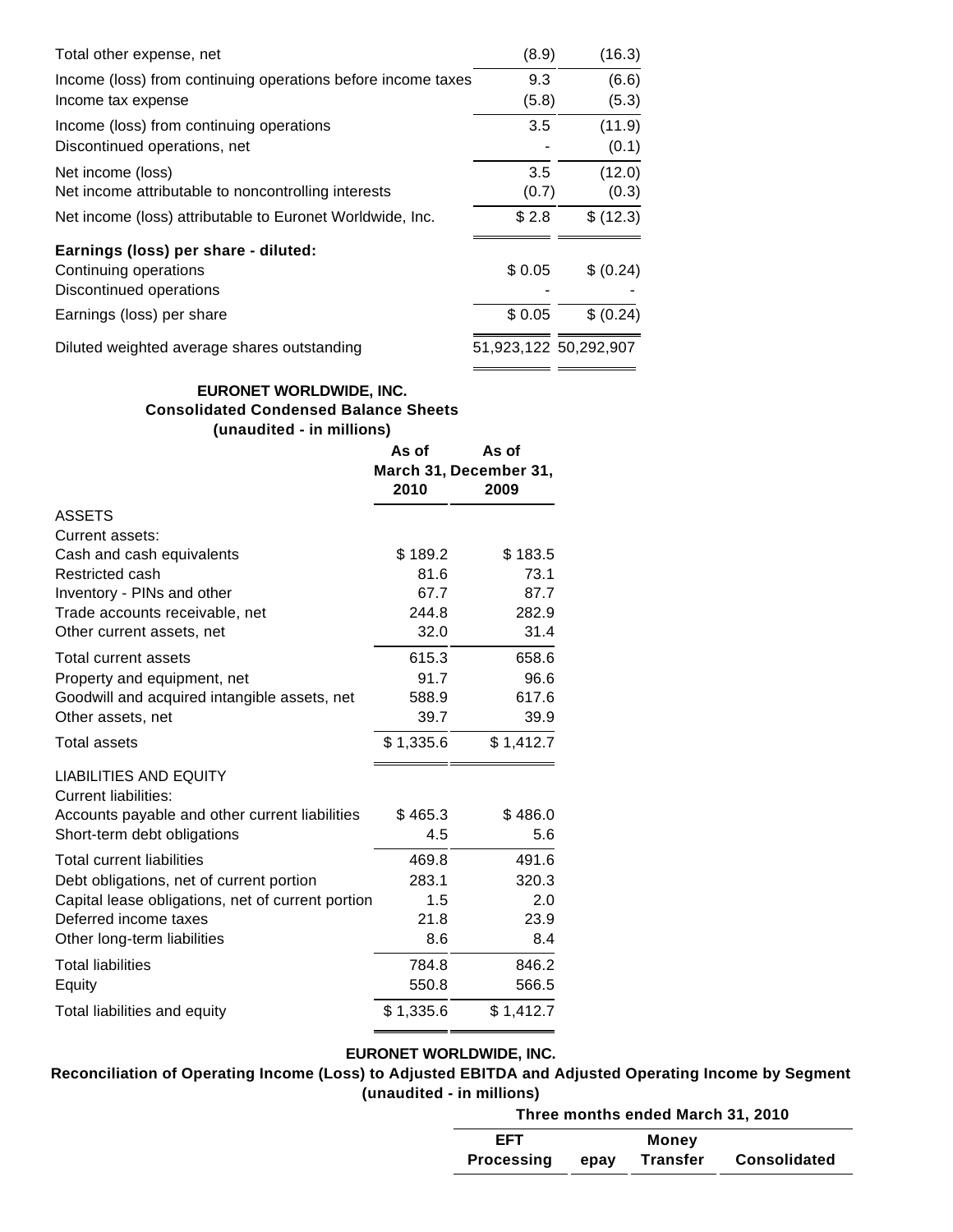| | | |
|---|---|---|
| Total other expense, net | (8.9) | (16.3) |
| Income (loss) from continuing operations before income taxes | 9.3 | (6.6) |
| Income tax expense | (5.8) | (5.3) |
| Income (loss) from continuing operations | 3.5 | (11.9) |
| Discontinued operations, net | - | (0.1) |
| Net income (loss) | 3.5 | (12.0) |
| Net income attributable to noncontrolling interests | (0.7) | (0.3) |
| Net income (loss) attributable to Euronet Worldwide, Inc. | $ 2.8 | $ (12.3) |
| **Earnings (loss) per share - diluted:** | | |
| Continuing operations | $ 0.05 | $ (0.24) |
| Discontinued operations | - | - |
| Earnings (loss) per share | $ 0.05 | $ (0.24) |
| Diluted weighted average shares outstanding | 51,923,122 | 50,292,907 |

**EURONET WORLDWIDE, INC.**
**Consolidated Condensed Balance Sheets**
**(unaudited - in millions)**

| | As of March 31, 2010 | As of December 31, 2009 |
|---|---|---|
| ASSETS | | |
| Current assets: | | |
| Cash and cash equivalents | $ 189.2 | $ 183.5 |
| Restricted cash | 81.6 | 73.1 |
| Inventory - PINs and other | 67.7 | 87.7 |
| Trade accounts receivable, net | 244.8 | 282.9 |
| Other current assets, net | 32.0 | 31.4 |
| Total current assets | 615.3 | 658.6 |
| Property and equipment, net | 91.7 | 96.6 |
| Goodwill and acquired intangible assets, net | 588.9 | 617.6 |
| Other assets, net | 39.7 | 39.9 |
| Total assets | $ 1,335.6 | $ 1,412.7 |
| LIABILITIES AND EQUITY | | |
| Current liabilities: | | |
| Accounts payable and other current liabilities | $ 465.3 | $ 486.0 |
| Short-term debt obligations | 4.5 | 5.6 |
| Total current liabilities | 469.8 | 491.6 |
| Debt obligations, net of current portion | 283.1 | 320.3 |
| Capital lease obligations, net of current portion | 1.5 | 2.0 |
| Deferred income taxes | 21.8 | 23.9 |
| Other long-term liabilities | 8.6 | 8.4 |
| Total liabilities | 784.8 | 846.2 |
| Equity | 550.8 | 566.5 |
| Total liabilities and equity | $ 1,335.6 | $ 1,412.7 |

**EURONET WORLDWIDE, INC.**
**Reconciliation of Operating Income (Loss) to Adjusted EBITDA and Adjusted Operating Income by Segment**
**(unaudited - in millions)**

| | Three months ended March 31, 2010 | | | |
|---|---|---|---|---|
| | EFT Processing | epay | Money Transfer | Consolidated |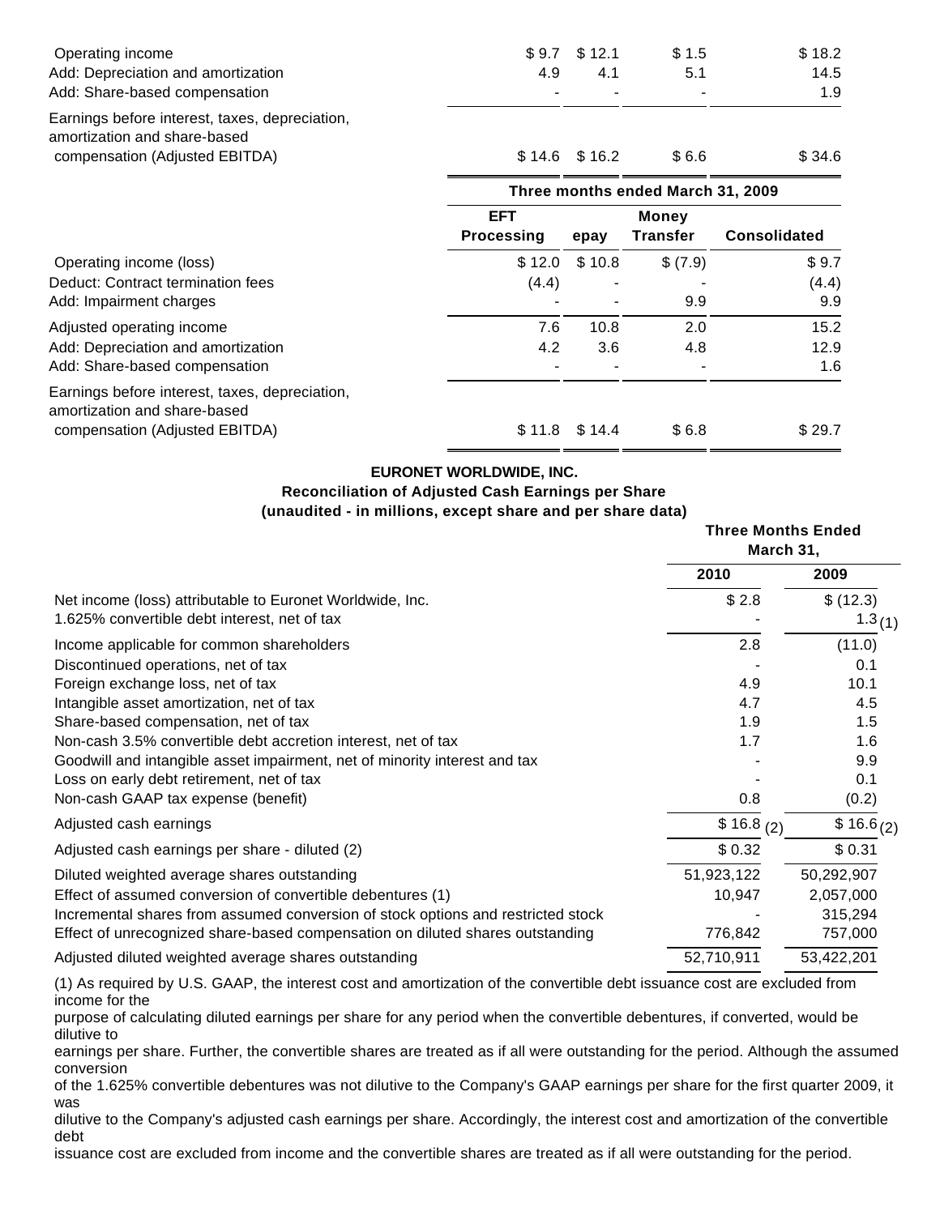| | | | | |
|---|---|---|---|---|
| Operating income | $ 9.7 | $ 12.1 | $ 1.5 | $ 18.2 |
| Add: Depreciation and amortization | 4.9 | 4.1 | 5.1 | 14.5 |
| Add: Share-based compensation | - | - | - | 1.9 |
| Earnings before interest, taxes, depreciation, amortization and share-based compensation (Adjusted EBITDA) | $ 14.6 | $ 16.2 | $ 6.6 | $ 34.6 |

| | Three months ended March 31, 2009 | | | |
|---|---|---|---|---|
| | EFT Processing | epay | Money Transfer | Consolidated |
| Operating income (loss) | $ 12.0 | $ 10.8 | $ (7.9) | $ 9.7 |
| Deduct: Contract termination fees | (4.4) | - | - | (4.4) |
| Add: Impairment charges | - | - | 9.9 | 9.9 |
| Adjusted operating income | 7.6 | 10.8 | 2.0 | 15.2 |
| Add: Depreciation and amortization | 4.2 | 3.6 | 4.8 | 12.9 |
| Add: Share-based compensation | - | - | - | 1.6 |
| Earnings before interest, taxes, depreciation, amortization and share-based compensation (Adjusted EBITDA) | $ 11.8 | $ 14.4 | $ 6.8 | $ 29.7 |

**EURONET WORLDWIDE, INC.**
**Reconciliation of Adjusted Cash Earnings per Share**
**(unaudited - in millions, except share and per share data)**

| | Three Months Ended March 31, | |
|---|---|---|
| | 2010 | 2009 |
| Net income (loss) attributable to Euronet Worldwide, Inc. | $ 2.8 | $ (12.3) |
| 1.625% convertible debt interest, net of tax | - | 1.3 (1) |
| Income applicable for common shareholders | 2.8 | (11.0) |
| Discontinued operations, net of tax | - | 0.1 |
| Foreign exchange loss, net of tax | 4.9 | 10.1 |
| Intangible asset amortization, net of tax | 4.7 | 4.5 |
| Share-based compensation, net of tax | 1.9 | 1.5 |
| Non-cash 3.5% convertible debt accretion interest, net of tax | 1.7 | 1.6 |
| Goodwill and intangible asset impairment, net of minority interest and tax | - | 9.9 |
| Loss on early debt retirement, net of tax | - | 0.1 |
| Non-cash GAAP tax expense (benefit) | 0.8 | (0.2) |
| Adjusted cash earnings | $ 16.8 (2) | $ 16.6 (2) |
| Adjusted cash earnings per share - diluted (2) | $ 0.32 | $ 0.31 |
| Diluted weighted average shares outstanding | 51,923,122 | 50,292,907 |
| Effect of assumed conversion of convertible debentures (1) | 10,947 | 2,057,000 |
| Incremental shares from assumed conversion of stock options and restricted stock | - | 315,294 |
| Effect of unrecognized share-based compensation on diluted shares outstanding | 776,842 | 757,000 |
| Adjusted diluted weighted average shares outstanding | 52,710,911 | 53,422,201 |

(1) As required by U.S. GAAP, the interest cost and amortization of the convertible debt issuance cost are excluded from income for the purpose of calculating diluted earnings per share for any period when the convertible debentures, if converted, would be dilutive to earnings per share. Further, the convertible shares are treated as if all were outstanding for the period. Although the assumed conversion of the 1.625% convertible debentures was not dilutive to the Company's GAAP earnings per share for the first quarter 2009, it was dilutive to the Company's adjusted cash earnings per share. Accordingly, the interest cost and amortization of the convertible debt issuance cost are excluded from income and the convertible shares are treated as if all were outstanding for the period.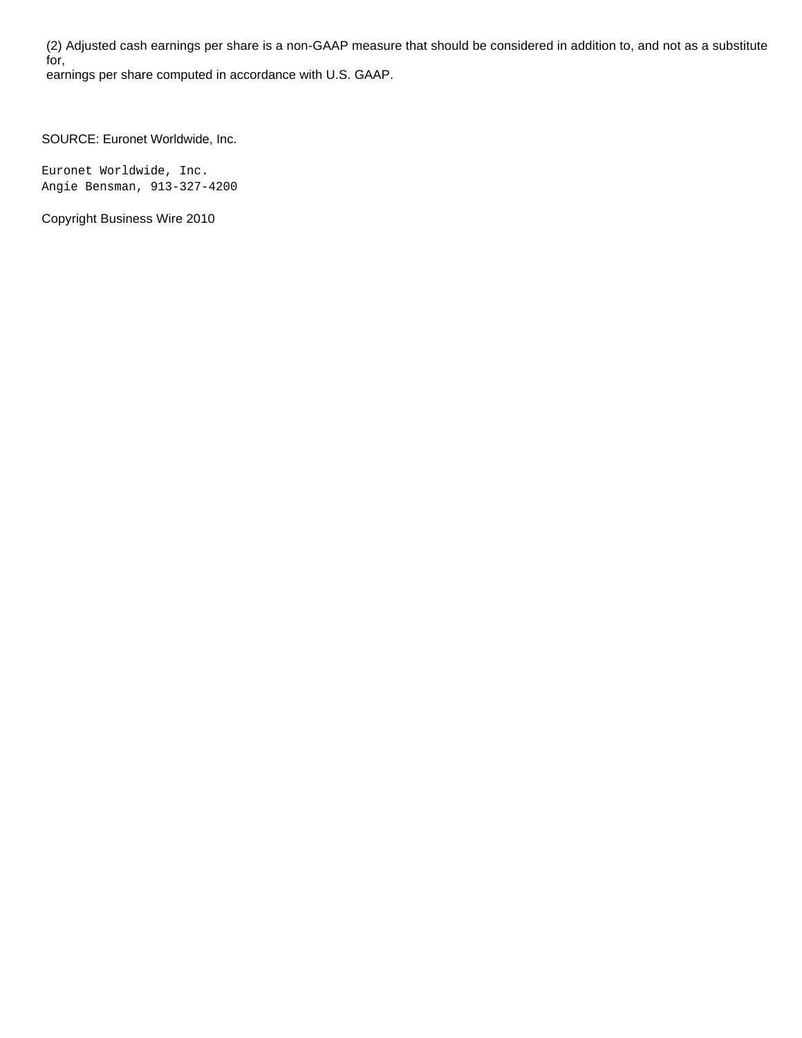(2) Adjusted cash earnings per share is a non-GAAP measure that should be considered in addition to, and not as a substitute for, earnings per share computed in accordance with U.S. GAAP.

SOURCE: Euronet Worldwide, Inc.

Euronet Worldwide, Inc.
Angie Bensman, 913-327-4200

Copyright Business Wire 2010